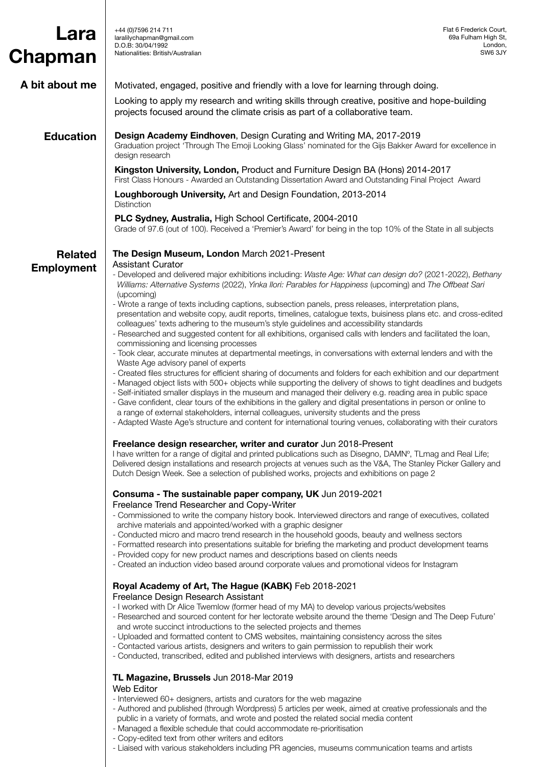# Lara Chapman

+44 (0)7596 214 711
laralilychapman@gmail.com
D.O.B: 30/04/1992
Nationalities: British/Australian

Flat 6 Frederick Court,
69a Fulham High St,
London,
SW6 3JY

## A bit about me

Motivated, engaged, positive and friendly with a love for learning through doing.

Looking to apply my research and writing skills through creative, positive and hope-building projects focused around the climate crisis as part of a collaborative team.

## Education

**Design Academy Eindhoven**, Design Curating and Writing MA, 2017-2019
Graduation project 'Through The Emoji Looking Glass' nominated for the Gijs Bakker Award for excellence in design research

**Kingston University, London,** Product and Furniture Design BA (Hons) 2014-2017
First Class Honours - Awarded an Outstanding Dissertation Award and Outstanding Final Project Award

**Loughborough University,** Art and Design Foundation, 2013-2014
Distinction

**PLC Sydney, Australia,** High School Certificate, 2004-2010
Grade of 97.6 (out of 100). Received a 'Premier's Award' for being in the top 10% of the State in all subjects

## Related Employment

**The Design Museum, London** March 2021-Present
Assistant Curator

- Developed and delivered major exhibitions including: *Waste Age: What can design do?* (2021-2022), *Bethany Williams: Alternative Systems* (2022), *Yinka Ilori: Parables for Happiness* (upcoming) and *The Offbeat Sari* (upcoming)
- Wrote a range of texts including captions, subsection panels, press releases, interpretation plans, presentation and website copy, audit reports, timelines, catalogue texts, buisiness plans etc. and cross-edited colleagues' texts adhering to the museum's style guidelines and accessibility standards
- Researched and suggested content for all exhibitions, organised calls with lenders and facilitated the loan, commissioning and licensing processes
- Took clear, accurate minutes at departmental meetings, in conversations with external lenders and with the Waste Age advisory panel of experts
- Created files structures for efficient sharing of documents and folders for each exhibition and our department
- Managed object lists with 500+ objects while supporting the delivery of shows to tight deadlines and budgets
- Self-initiated smaller displays in the museum and managed their delivery e.g. reading area in public space
- Gave confident, clear tours of the exhibitions in the gallery and digital presentations in person or online to a range of external stakeholders, internal colleagues, university students and the press
- Adapted Waste Age's structure and content for international touring venues, collaborating with their curators

**Freelance design researcher, writer and curator** Jun 2018-Present
I have written for a range of digital and printed publications such as Disegno, DAMNº, TLmag and Real Life; Delivered design installations and research projects at venues such as the V&A, The Stanley Picker Gallery and Dutch Design Week. See a selection of published works, projects and exhibitions on page 2

**Consuma - The sustainable paper company, UK** Jun 2019-2021
Freelance Trend Researcher and Copy-Writer

- Commissioned to write the company history book. Interviewed directors and range of executives, collated archive materials and appointed/worked with a graphic designer
- Conducted micro and macro trend research in the household goods, beauty and wellness sectors
- Formatted research into presentations suitable for briefing the marketing and product development teams
- Provided copy for new product names and descriptions based on clients needs
- Created an induction video based around corporate values and promotional videos for Instagram

**Royal Academy of Art, The Hague (KABK)** Feb 2018-2021
Freelance Design Research Assistant

- I worked with Dr Alice Twemlow (former head of my MA) to develop various projects/websites
- Researched and sourced content for her lectorate website around the theme 'Design and The Deep Future' and wrote succinct introductions to the selected projects and themes
- Uploaded and formatted content to CMS websites, maintaining consistency across the sites
- Contacted various artists, designers and writers to gain permission to republish their work
- Conducted, transcribed, edited and published interviews with designers, artists and researchers

**TL Magazine, Brussels** Jun 2018-Mar 2019
Web Editor

- Interviewed 60+ designers, artists and curators for the web magazine
- Authored and published (through Wordpress) 5 articles per week, aimed at creative professionals and the public in a variety of formats, and wrote and posted the related social media content
- Managed a flexible schedule that could accommodate re-prioritisation
- Copy-edited text from other writers and editors
- Liaised with various stakeholders including PR agencies, museums communication teams and artists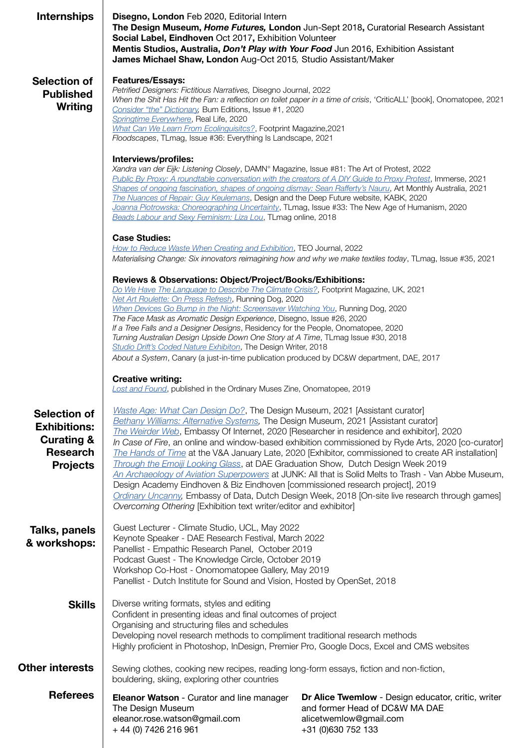## Internships

**Disegno, London** Feb 2020, Editorial Intern
**The Design Museum, *Home Futures,* London** Jun-Sept 2018**,** Curatorial Research Assistant
**Social Label, Eindhoven** Oct 2017**,** Exhibition Volunteer
**Mentis Studios, Australia, *Don't Play with Your Food*** Jun 2016, Exhibition Assistant
**James Michael Shaw, London** Aug-Oct 2015*,* Studio Assistant/Maker

## Selection of Published Writing

**Features/Essays:**

*Petrified Designers: Fictitious Narratives,* Disegno Journal, 2022
*When the Shit Has Hit the Fan: a reflection on toilet paper in a time of crisis*, 'CriticALL' [book], Onomatopee, 2021
*Consider "the" Dictionary,* Bum Editions, Issue #1, 2020
*Springtime Everywhere*, Real Life, 2020
*What Can We Learn From Ecolinguisitcs?*, Footprint Magazine,2021
*Floodscapes*, TLmag, Issue #36: Everything Is Landscape, 2021

**Interviews/profiles:**

*Xandra van der Eijk: Listening Closely*, DAMN° Magazine, Issue #81: The Art of Protest, 2022
*Public By Proxy: A roundtable conversation with the creators of A DIY Guide to Proxy Protest*, Immerse, 2021
*Shapes of ongoing fascination, shapes of ongoing dismay: Sean Rafferty's Nauru*, Art Monthly Australia, 2021
*The Nuances of Repair: Guy Keulemans*, Design and the Deep Future website, KABK, 2020
*Joanna Piotrowska: Choreographing Uncertainty*, TLmag, Issue #33: The New Age of Humanism, 2020
*Beads Labour and Sexy Feminism: Liza Lou*, TLmag online, 2018

**Case Studies:**

*How to Reduce Waste When Creating and Exhibition*, TEO Journal, 2022
*Materialising Change: Six innovators reimagining how and why we make textiles today*, TLmag, Issue #35, 2021

**Reviews & Observations: Object/Project/Books/Exhibitions:**

*Do We Have The Language to Describe The Climate Crisis?*, Footprint Magazine, UK, 2021
*Net Art Roulette: On Press Refresh*, Running Dog, 2020
*When Devices Go Bump in the Night: Screensaver Watching You*, Running Dog, 2020
*The Face Mask as Aromatic Design Experience*, Disegno, Issue #26, 2020
*If a Tree Falls and a Designer Designs*, Residency for the People, Onomatopee, 2020
*Turning Australian Design Upside Down One Story at A Time*, TLmag Issue #30, 2018
*Studio Drift's Coded Nature Exhibiton*, The Design Writer, 2018
*About a System*, Canary (a just-in-time publication produced by DC&W department, DAE, 2017

**Creative writing:**

*Lost and Found*, published in the Ordinary Muses Zine, Onomatopee, 2019

## Selection of Exhibitions: Curating & Research Projects

*Waste Age: What Can Design Do?*, The Design Museum, 2021 [Assistant curator]
*Bethany Williams: Alternative Systems,* The Design Museum, 2021 [Assistant curator]
*The Weirder Web*, Embassy Of Internet, 2020 [Researcher in residence and exhibitor], 2020
*In Case of Fire*, an online and window-based exhibition commissioned by Ryde Arts, 2020 [co-curator]
*The Hands of Time* at the V&A January Late, 2020 [Exhibitor, commissioned to create AR installation]
*Through the Emojii Looking Glass*, at DAE Graduation Show, Dutch Design Week 2019
*An Archaeology of Aviation Superpowers* at JUNK: All that is Solid Melts to Trash - Van Abbe Museum, Design Academy Eindhoven & Biz Eindhoven [commissioned research project], 2019
*Ordinary Uncanny,* Embassy of Data, Dutch Design Week, 2018 [On-site live research through games]
*Overcoming Othering* [Exhibition text writer/editor and exhibitor]

## Talks, panels & workshops:

Guest Lecturer - Climate Studio, UCL, May 2022
Keynote Speaker - DAE Research Festival, March 2022
Panellist - Empathic Research Panel, October 2019
Podcast Guest - The Knowledge Circle, October 2019
Workshop Co-Host - Onomomatopee Gallery, May 2019
Panellist - Dutch Institute for Sound and Vision, Hosted by OpenSet, 2018

## Skills

Diverse writing formats, styles and editing
Confident in presenting ideas and final outcomes of project
Organising and structuring files and schedules
Developing novel research methods to compliment traditional research methods
Highly proficient in Photoshop, InDesign, Premier Pro, Google Docs, Excel and CMS websites

## Other interests

Sewing clothes, cooking new recipes, reading long-form essays, fiction and non-fiction, bouldering, skiing, exploring other countries

## Referees

**Eleanor Watson** - Curator and line manager
The Design Museum
eleanor.rose.watson@gmail.com
+ 44 (0) 7426 216 961

**Dr Alice Twemlow** - Design educator, critic, writer and former Head of DC&W MA DAE
alicetwemlow@gmail.com
+31 (0)630 752 133